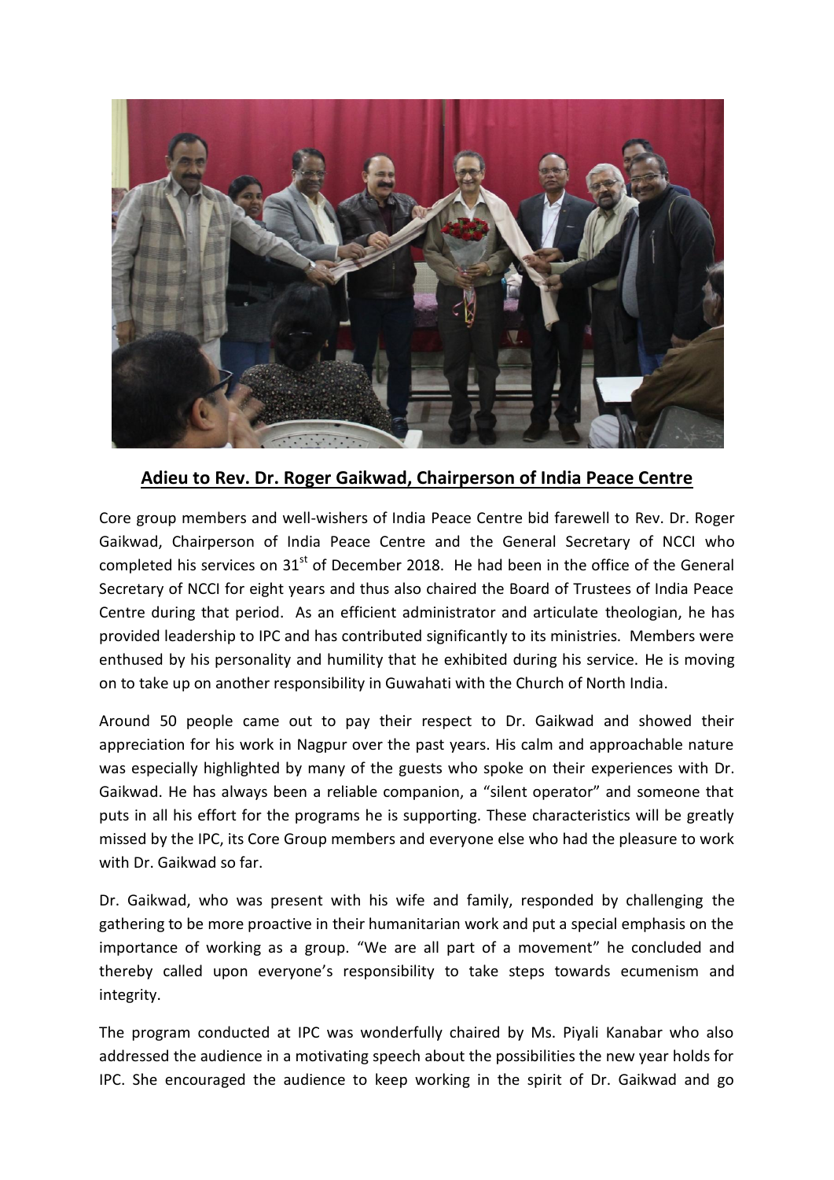## Adieu to Rev. Dr. Roger Gaikwad, Chairperson of India Peace Centre

Core group members and well-wishers of India Peace Centre bid farewell to Rev. Dr. Roger Gaikwad, Chairperson of India Peace Centre and the General Secretary of NCCI who completed his services on 31st of December 2018. He had been in the office of the General Secretary of NCCI for eight years and thus also chaired the Board of Trustees of India Peace Centre during that period. As an efficient administrator and articulate theologian, he has provided leadership to IPC and has contributed significantly to its ministries. Members were enthused by his personality and humility that he exhibited during his service. He is moving on to take up on another responsibility in Guwahati with the Church of North India.

Around 50 people came out to pay their respect to Dr. Gaikwad and showed their appreciation for his work in Nagpur over the past years. His calm and approachable nature was especially highlighted by many of the guests who spoke on their experiences with Dr. Gaikwad. He has always been a reliable companion, a "silent operator" and someone that puts in all his effort for the programs he is supporting. These characteristics will be greatly missed by the IPC, its Core Group members and everyone else who had the pleasure to work with Dr. Gaikwad so far.

Dr. Gaikwad, who was present with his wife and family, responded by challenging the gathering to be more proactive in their humanitarian work and put a special emphasis on the importance of working as a group. "We are all part of a movement" he concluded and thereby called upon everyone's responsibility to take steps towards ecumenism and integrity.

The program conducted at IPC was wonderfully chaired by Ms. Piyali Kanabar who also addressed the audience in a motivating speech about the possibilities the new year holds for IPC. She encouraged the audience to keep working in the spirit of Dr. Gaikwad and go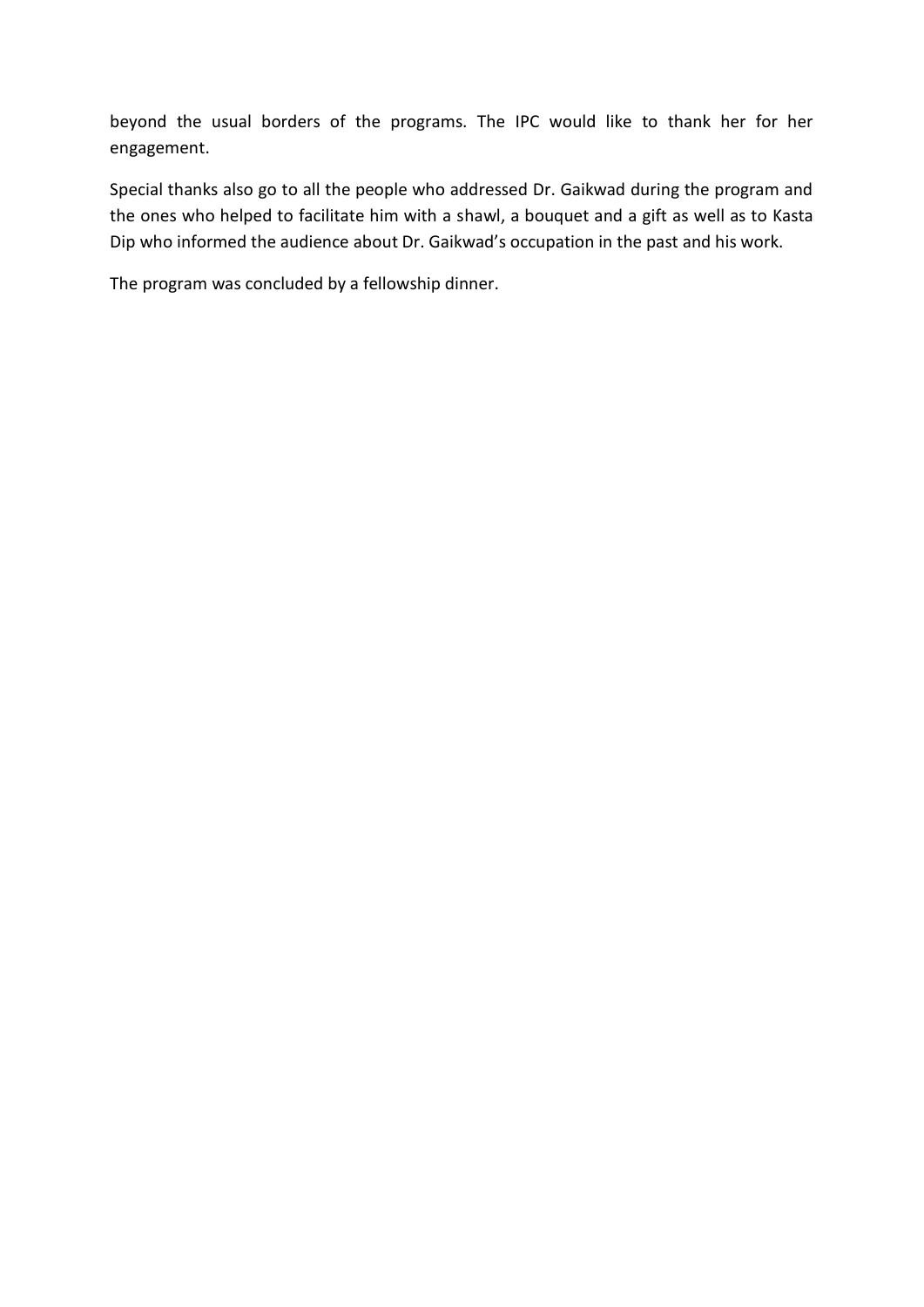beyond the usual borders of the programs. The IPC would like to thank her for her engagement.

Special thanks also go to all the people who addressed Dr. Gaikwad during the program and the ones who helped to facilitate him with a shawl, a bouquet and a gift as well as to Kasta Dip who informed the audience about Dr. Gaikwad's occupation in the past and his work.

The program was concluded by a fellowship dinner.